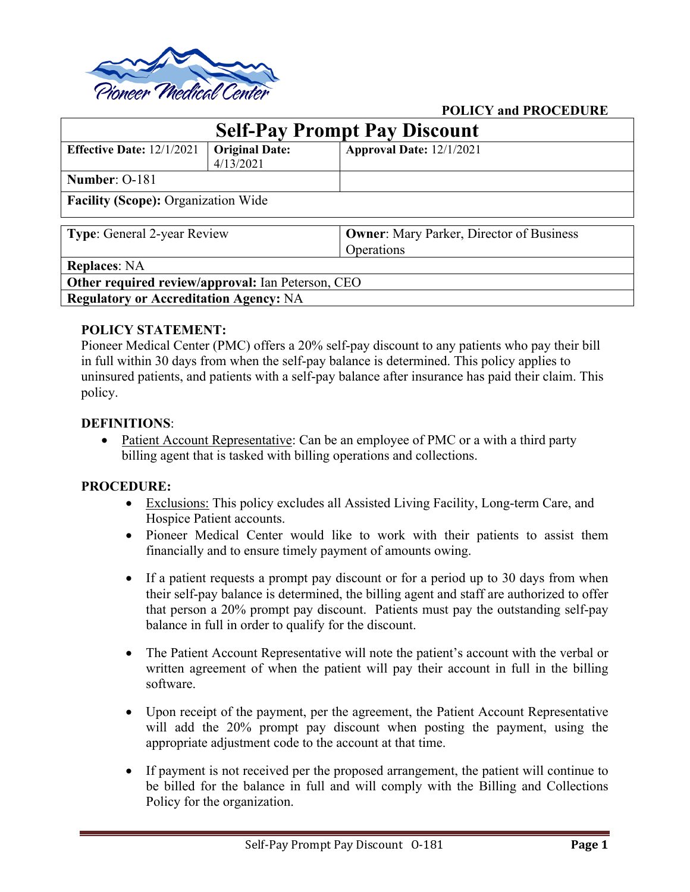POLICY and PROCEDURE

# Self-Pay Prompt Pay Discount

| **Effective Date:** 12/1/2021 | **Original Date:** 4/13/2021 | **Approval Date:** 12/1/2021 |
|---|---|---|
| **Number**: O-181 | | |
| **Facility (Scope):** Organization Wide | | |

| **Type**: General 2-year Review | **Owner**: Mary Parker, Director of Business Operations |
|---|---|
| **Replaces**: NA | |
| **Other required review/approval:** Ian Peterson, CEO | |
| **Regulatory or Accreditation Agency:** NA | |

**POLICY STATEMENT:**

Pioneer Medical Center (PMC) offers a 20% self-pay discount to any patients who pay their bill in full within 30 days from when the self-pay balance is determined. This policy applies to uninsured patients, and patients with a self-pay balance after insurance has paid their claim. This policy.

**DEFINITIONS**:

- Patient Account Representative: Can be an employee of PMC or a with a third party billing agent that is tasked with billing operations and collections.

**PROCEDURE:**

- Exclusions: This policy excludes all Assisted Living Facility, Long-term Care, and Hospice Patient accounts.
- Pioneer Medical Center would like to work with their patients to assist them financially and to ensure timely payment of amounts owing.
- If a patient requests a prompt pay discount or for a period up to 30 days from when their self-pay balance is determined, the billing agent and staff are authorized to offer that person a 20% prompt pay discount. Patients must pay the outstanding self-pay balance in full in order to qualify for the discount.
- The Patient Account Representative will note the patient's account with the verbal or written agreement of when the patient will pay their account in full in the billing software.
- Upon receipt of the payment, per the agreement, the Patient Account Representative will add the 20% prompt pay discount when posting the payment, using the appropriate adjustment code to the account at that time.
- If payment is not received per the proposed arrangement, the patient will continue to be billed for the balance in full and will comply with the Billing and Collections Policy for the organization.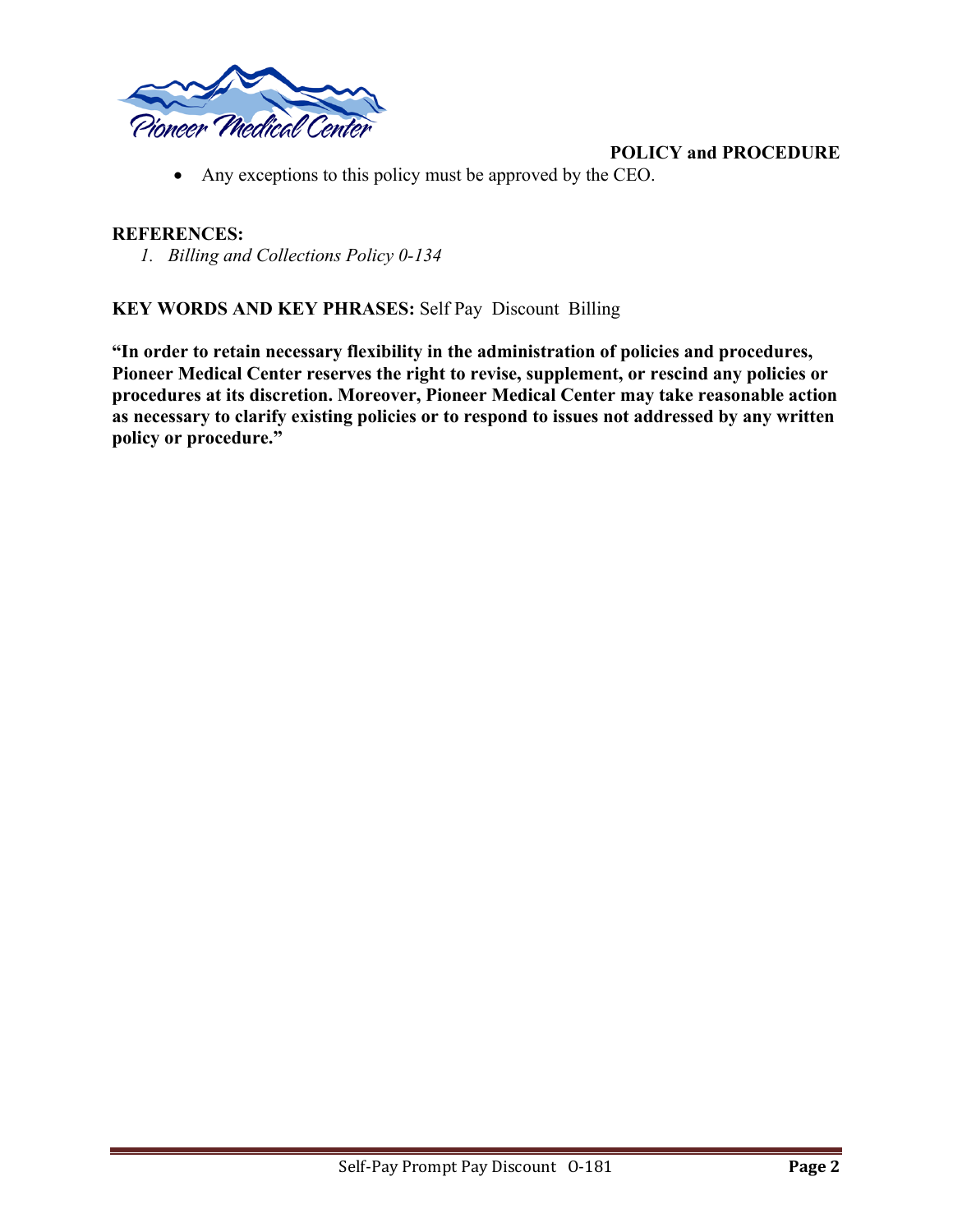- Any exceptions to this policy must be approved by the CEO.

**REFERENCES:**

1. *Billing and Collections Policy 0-134*

**KEY WORDS AND KEY PHRASES:** Self Pay  Discount  Billing

**"In order to retain necessary flexibility in the administration of policies and procedures, Pioneer Medical Center reserves the right to revise, supplement, or rescind any policies or procedures at its discretion. Moreover, Pioneer Medical Center may take reasonable action as necessary to clarify existing policies or to respond to issues not addressed by any written policy or procedure."**